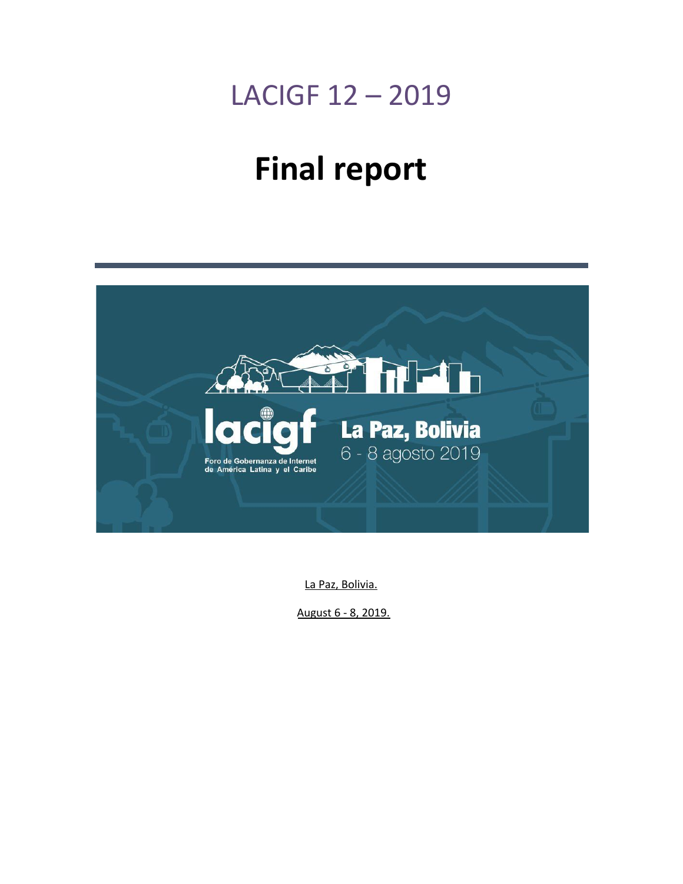# LACIGF 12 – 2019

# Final report

La Paz, Bolivia.

August 6 - 8, 2019.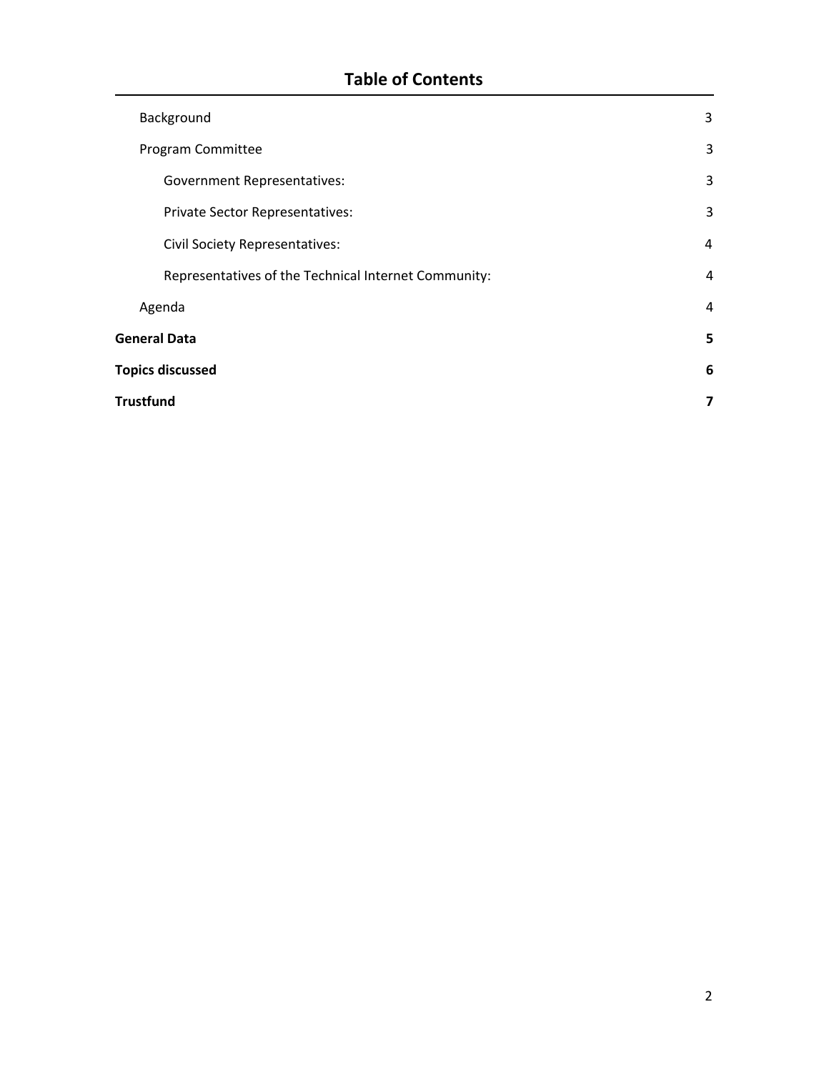# Table of Contents

- Background 3
- Program Committee 3
  - Government Representatives: 3
  - Private Sector Representatives: 3
  - Civil Society Representatives: 4
  - Representatives of the Technical Internet Community: 4
- Agenda 4

**General Data 5**

**Topics discussed 6**

**Trustfund 7**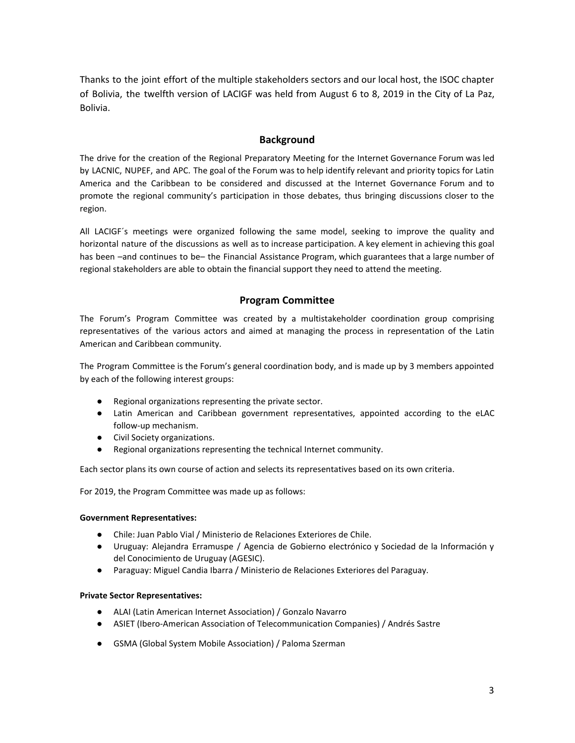Thanks to the joint effort of the multiple stakeholders sectors and our local host, the ISOC chapter of Bolivia, the twelfth version of LACIGF was held from August 6 to 8, 2019 in the City of La Paz, Bolivia.

## Background

The drive for the creation of the Regional Preparatory Meeting for the Internet Governance Forum was led by LACNIC, NUPEF, and APC. The goal of the Forum was to help identify relevant and priority topics for Latin America and the Caribbean to be considered and discussed at the Internet Governance Forum and to promote the regional community's participation in those debates, thus bringing discussions closer to the region.

All LACIGF´s meetings were organized following the same model, seeking to improve the quality and horizontal nature of the discussions as well as to increase participation. A key element in achieving this goal has been –and continues to be– the Financial Assistance Program, which guarantees that a large number of regional stakeholders are able to obtain the financial support they need to attend the meeting.

## Program Committee

The Forum's Program Committee was created by a multistakeholder coordination group comprising representatives of the various actors and aimed at managing the process in representation of the Latin American and Caribbean community.

The Program Committee is the Forum's general coordination body, and is made up by 3 members appointed by each of the following interest groups:

- Regional organizations representing the private sector.
- Latin American and Caribbean government representatives, appointed according to the eLAC follow-up mechanism.
- Civil Society organizations.
- Regional organizations representing the technical Internet community.

Each sector plans its own course of action and selects its representatives based on its own criteria.

For 2019, the Program Committee was made up as follows:

**Government Representatives:**

- Chile: Juan Pablo Vial / Ministerio de Relaciones Exteriores de Chile.
- Uruguay: Alejandra Erramuspe / Agencia de Gobierno electrónico y Sociedad de la Información y del Conocimiento de Uruguay (AGESIC).
- Paraguay: Miguel Candia Ibarra / Ministerio de Relaciones Exteriores del Paraguay.

**Private Sector Representatives:**

- ALAI (Latin American Internet Association) / Gonzalo Navarro
- ASIET (Ibero-American Association of Telecommunication Companies) / Andrés Sastre
- GSMA (Global System Mobile Association) / Paloma Szerman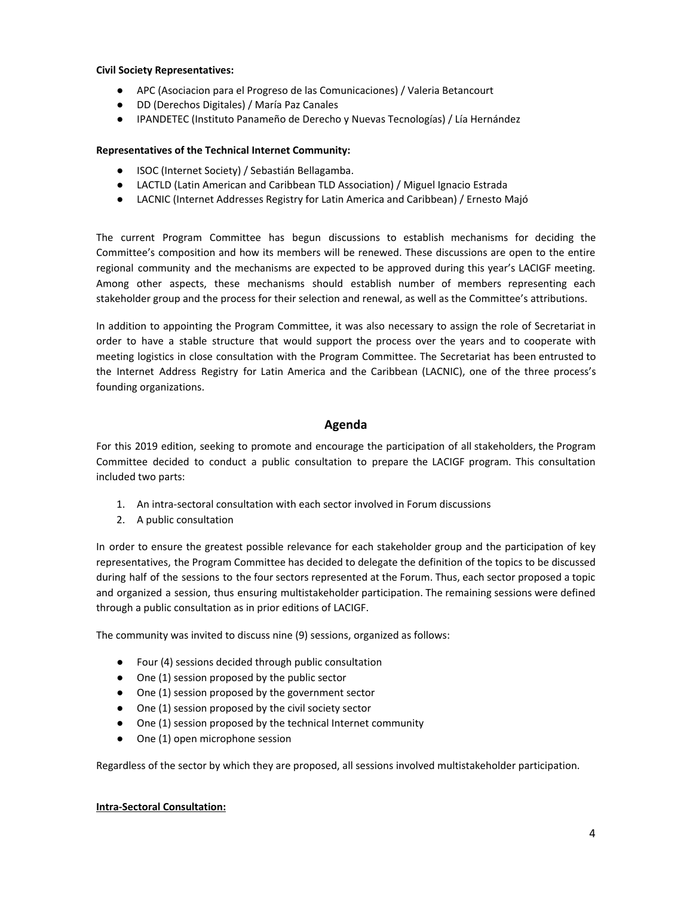**Civil Society Representatives:**

- APC (Asociacion para el Progreso de las Comunicaciones) / Valeria Betancourt
- DD (Derechos Digitales) / María Paz Canales
- IPANDETEC (Instituto Panameño de Derecho y Nuevas Tecnologías) / Lía Hernández

**Representatives of the Technical Internet Community:**

- ISOC (Internet Society) / Sebastián Bellagamba.
- LACTLD (Latin American and Caribbean TLD Association) / Miguel Ignacio Estrada
- LACNIC (Internet Addresses Registry for Latin America and Caribbean) / Ernesto Majó

The current Program Committee has begun discussions to establish mechanisms for deciding the Committee's composition and how its members will be renewed. These discussions are open to the entire regional community and the mechanisms are expected to be approved during this year's LACIGF meeting. Among other aspects, these mechanisms should establish number of members representing each stakeholder group and the process for their selection and renewal, as well as the Committee's attributions.

In addition to appointing the Program Committee, it was also necessary to assign the role of Secretariat in order to have a stable structure that would support the process over the years and to cooperate with meeting logistics in close consultation with the Program Committee. The Secretariat has been entrusted to the Internet Address Registry for Latin America and the Caribbean (LACNIC), one of the three process's founding organizations.

## Agenda

For this 2019 edition, seeking to promote and encourage the participation of all stakeholders, the Program Committee decided to conduct a public consultation to prepare the LACIGF program. This consultation included two parts:

1. An intra-sectoral consultation with each sector involved in Forum discussions
2. A public consultation

In order to ensure the greatest possible relevance for each stakeholder group and the participation of key representatives, the Program Committee has decided to delegate the definition of the topics to be discussed during half of the sessions to the four sectors represented at the Forum. Thus, each sector proposed a topic and organized a session, thus ensuring multistakeholder participation. The remaining sessions were defined through a public consultation as in prior editions of LACIGF.

The community was invited to discuss nine (9) sessions, organized as follows:

- Four (4) sessions decided through public consultation
- One (1) session proposed by the public sector
- One (1) session proposed by the government sector
- One (1) session proposed by the civil society sector
- One (1) session proposed by the technical Internet community
- One (1) open microphone session

Regardless of the sector by which they are proposed, all sessions involved multistakeholder participation.

**Intra-Sectoral Consultation:**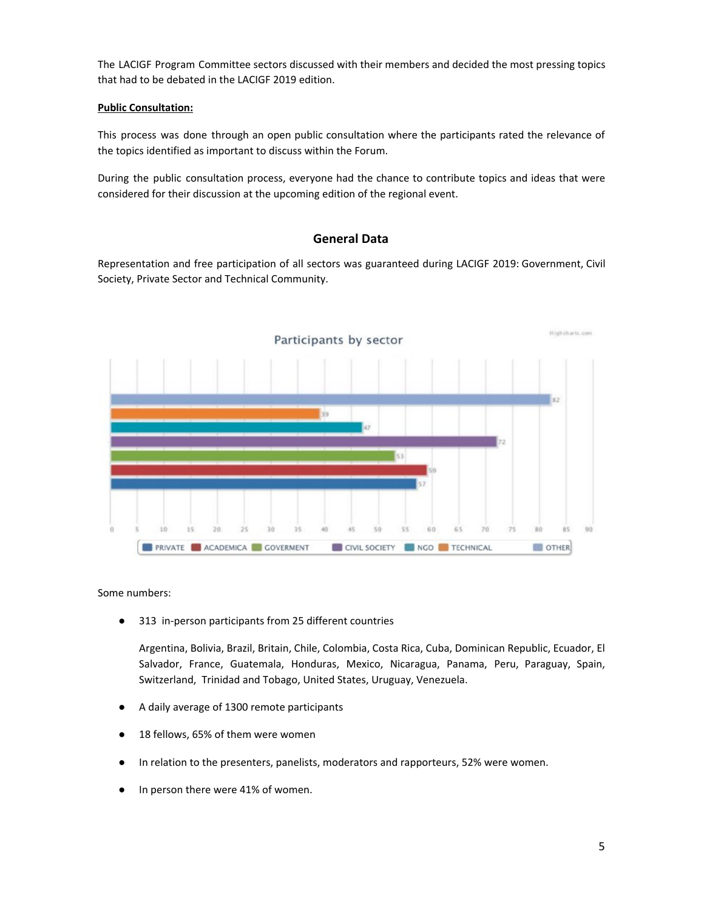The LACIGF Program Committee sectors discussed with their members and decided the most pressing topics that had to be debated in the LACIGF 2019 edition.

**Public Consultation:**

This process was done through an open public consultation where the participants rated the relevance of the topics identified as important to discuss within the Forum.

During the public consultation process, everyone had the chance to contribute topics and ideas that were considered for their discussion at the upcoming edition of the regional event.

## General Data

Representation and free participation of all sectors was guaranteed during LACIGF 2019: Government, Civil Society, Private Sector and Technical Community.

**Participants by sector**

| Sector | Participants |
|---|---|
| OTHER | 82 |
| TECHNICAL | 39 |
| NGO | 47 |
| CIVIL SOCIETY | 72 |
| GOVERMENT | 53 |
| ACADEMICA | 59 |
| PRIVATE | 57 |

Some numbers:

- 313 in-person participants from 25 different countries

  Argentina, Bolivia, Brazil, Britain, Chile, Colombia, Costa Rica, Cuba, Dominican Republic, Ecuador, El Salvador, France, Guatemala, Honduras, Mexico, Nicaragua, Panama, Peru, Paraguay, Spain, Switzerland, Trinidad and Tobago, United States, Uruguay, Venezuela.

- A daily average of 1300 remote participants
- 18 fellows, 65% of them were women
- In relation to the presenters, panelists, moderators and rapporteurs, 52% were women.
- In person there were 41% of women.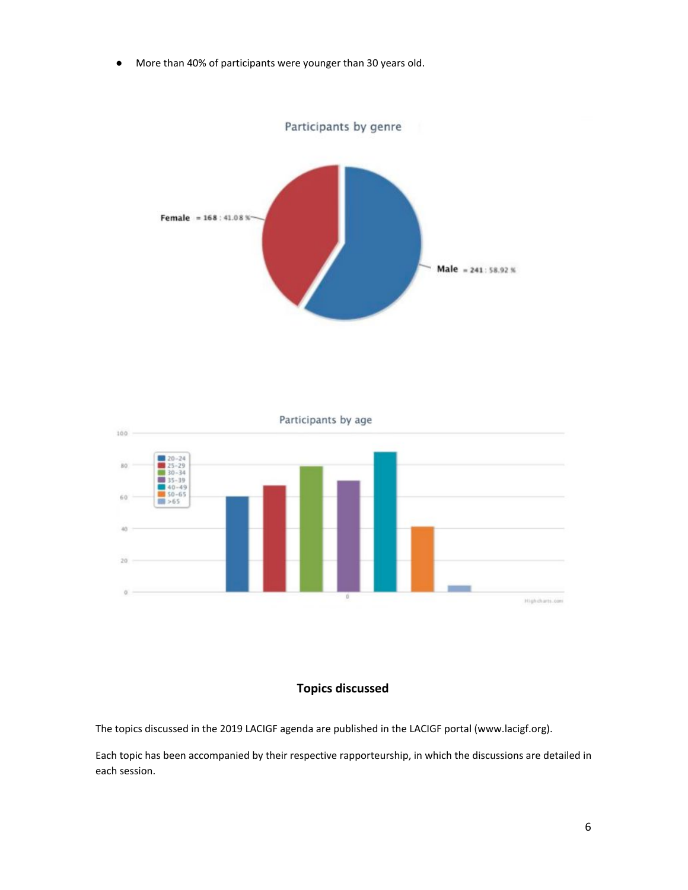- More than 40% of participants were younger than 30 years old.

Participants by genre

Female = 168 : 41.08 %

Male = 241 : 58.92 %

Participants by age

## Topics discussed

The topics discussed in the 2019 LACIGF agenda are published in the LACIGF portal (www.lacigf.org).

Each topic has been accompanied by their respective rapporteurship, in which the discussions are detailed in each session.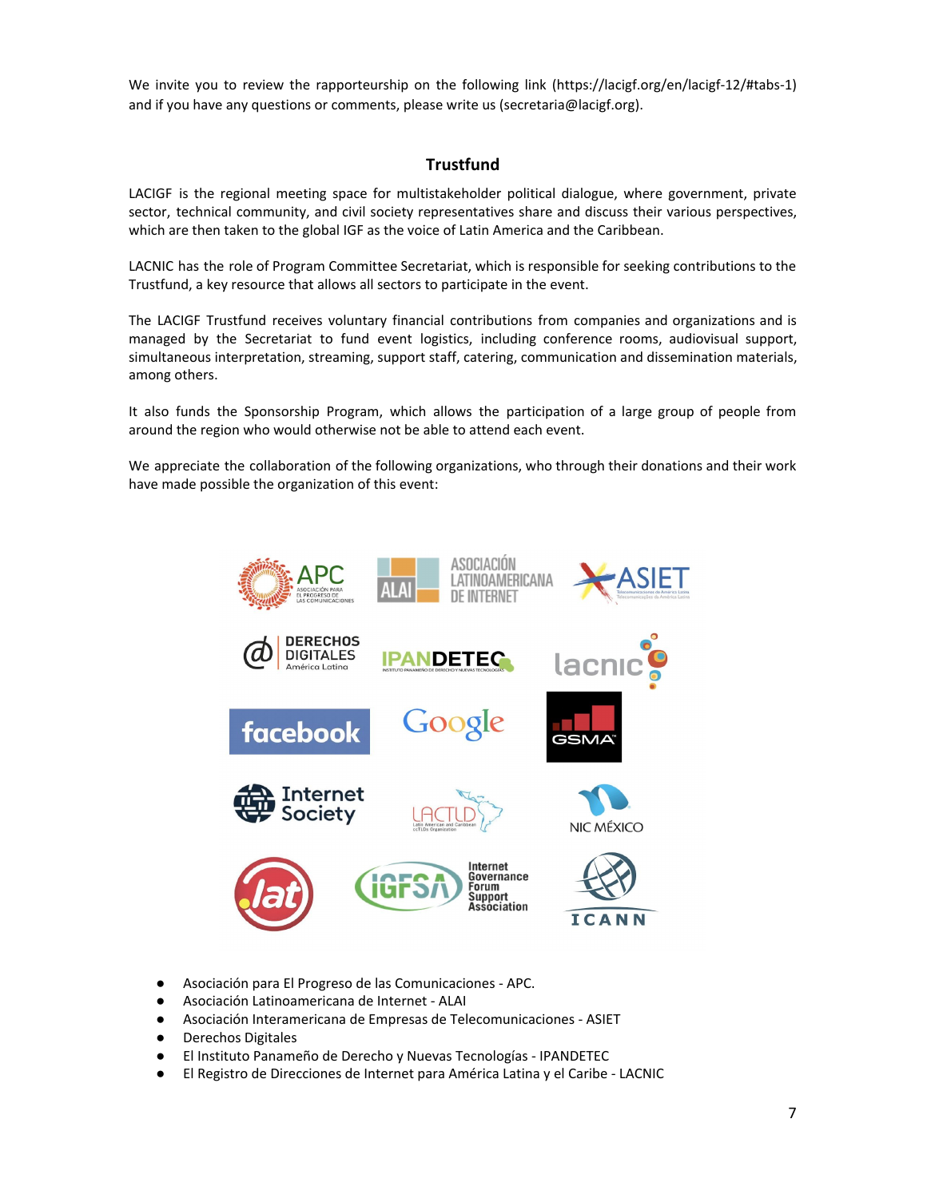We invite you to review the rapporteurship on the following link (https://lacigf.org/en/lacigf-12/#tabs-1) and if you have any questions or comments, please write us (secretaria@lacigf.org).

## Trustfund

LACIGF is the regional meeting space for multistakeholder political dialogue, where government, private sector, technical community, and civil society representatives share and discuss their various perspectives, which are then taken to the global IGF as the voice of Latin America and the Caribbean.

LACNIC has the role of Program Committee Secretariat, which is responsible for seeking contributions to the Trustfund, a key resource that allows all sectors to participate in the event.

The LACIGF Trustfund receives voluntary financial contributions from companies and organizations and is managed by the Secretariat to fund event logistics, including conference rooms, audiovisual support, simultaneous interpretation, streaming, support staff, catering, communication and dissemination materials, among others.

It also funds the Sponsorship Program, which allows the participation of a large group of people from around the region who would otherwise not be able to attend each event.

We appreciate the collaboration of the following organizations, who through their donations and their work have made possible the organization of this event:

- Asociación para El Progreso de las Comunicaciones - APC.
- Asociación Latinoamericana de Internet - ALAI
- Asociación Interamericana de Empresas de Telecomunicaciones - ASIET
- Derechos Digitales
- El Instituto Panameño de Derecho y Nuevas Tecnologías - IPANDETEC
- El Registro de Direcciones de Internet para América Latina y el Caribe - LACNIC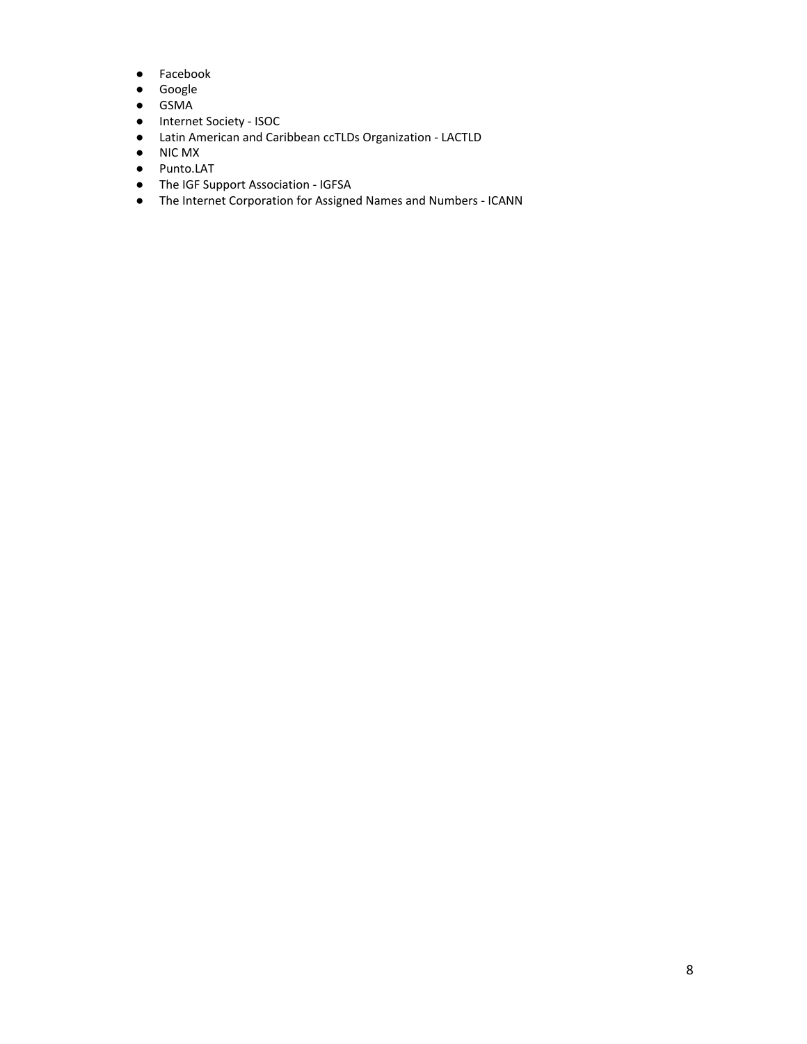- Facebook
- Google
- GSMA
- Internet Society - ISOC
- Latin American and Caribbean ccTLDs Organization - LACTLD
- NIC MX
- Punto.LAT
- The IGF Support Association - IGFSA
- The Internet Corporation for Assigned Names and Numbers - ICANN